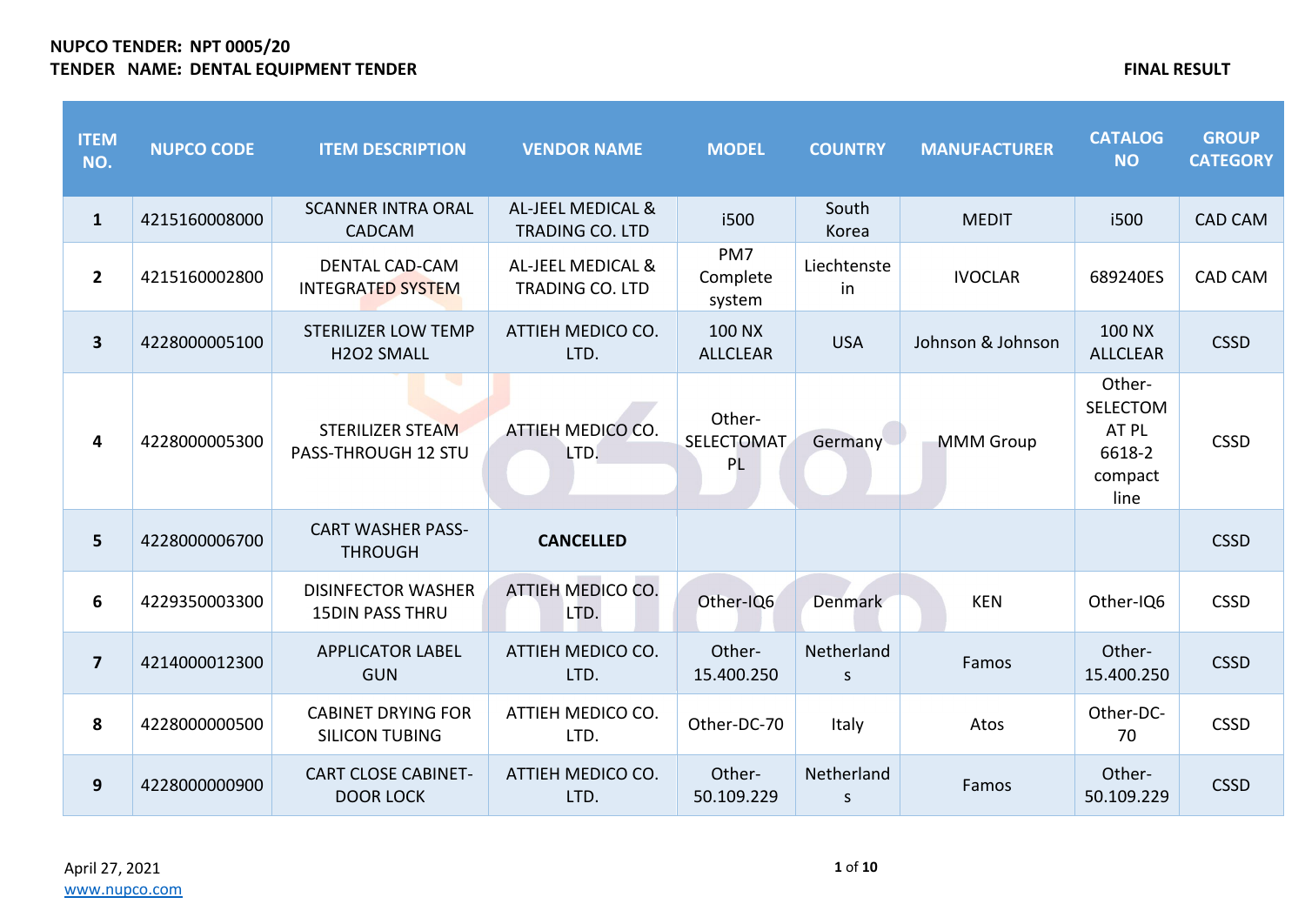**NUPCO TENDER: NPT 0005/20**
**TENDER NAME: DENTAL EQUIPMENT TENDER**

**FINAL RESULT**

| ITEM NO. | NUPCO CODE | ITEM DESCRIPTION | VENDOR NAME | MODEL | COUNTRY | MANUFACTURER | CATALOG NO | GROUP CATEGORY |
|---|---|---|---|---|---|---|---|---|
| 1 | 4215160008000 | SCANNER INTRA ORAL CADCAM | AL-JEEL MEDICAL & TRADING CO. LTD | i500 | South Korea | MEDIT | i500 | CAD CAM |
| 2 | 4215160002800 | DENTAL CAD-CAM INTEGRATED SYSTEM | AL-JEEL MEDICAL & TRADING CO. LTD | PM7 Complete system | Liechtenstein | IVOCLAR | 689240ES | CAD CAM |
| 3 | 4228000005100 | STERILIZER LOW TEMP H2O2 SMALL | ATTIEH MEDICO CO. LTD. | 100 NX ALLCLEAR | USA | Johnson & Johnson | 100 NX ALLCLEAR | CSSD |
| 4 | 4228000005300 | STERILIZER STEAM PASS-THROUGH 12 STU | ATTIEH MEDICO CO. LTD. | Other-SELECTOMAT PL | Germany | MMM Group | Other-SELECTOMAT PL 6618-2 compact line | CSSD |
| 5 | 4228000006700 | CART WASHER PASS-THROUGH | **CANCELLED** | | | | | CSSD |
| 6 | 4229350003300 | DISINFECTOR WASHER 15DIN PASS THRU | ATTIEH MEDICO CO. LTD. | Other-IQ6 | Denmark | KEN | Other-IQ6 | CSSD |
| 7 | 4214000012300 | APPLICATOR LABEL GUN | ATTIEH MEDICO CO. LTD. | Other-15.400.250 | Netherlands | Famos | Other-15.400.250 | CSSD |
| 8 | 4228000000500 | CABINET DRYING FOR SILICON TUBING | ATTIEH MEDICO CO. LTD. | Other-DC-70 | Italy | Atos | Other-DC-70 | CSSD |
| 9 | 4228000000900 | CART CLOSE CABINET-DOOR LOCK | ATTIEH MEDICO CO. LTD. | Other-50.109.229 | Netherlands | Famos | Other-50.109.229 | CSSD |

April 27, 2021
www.nupco.com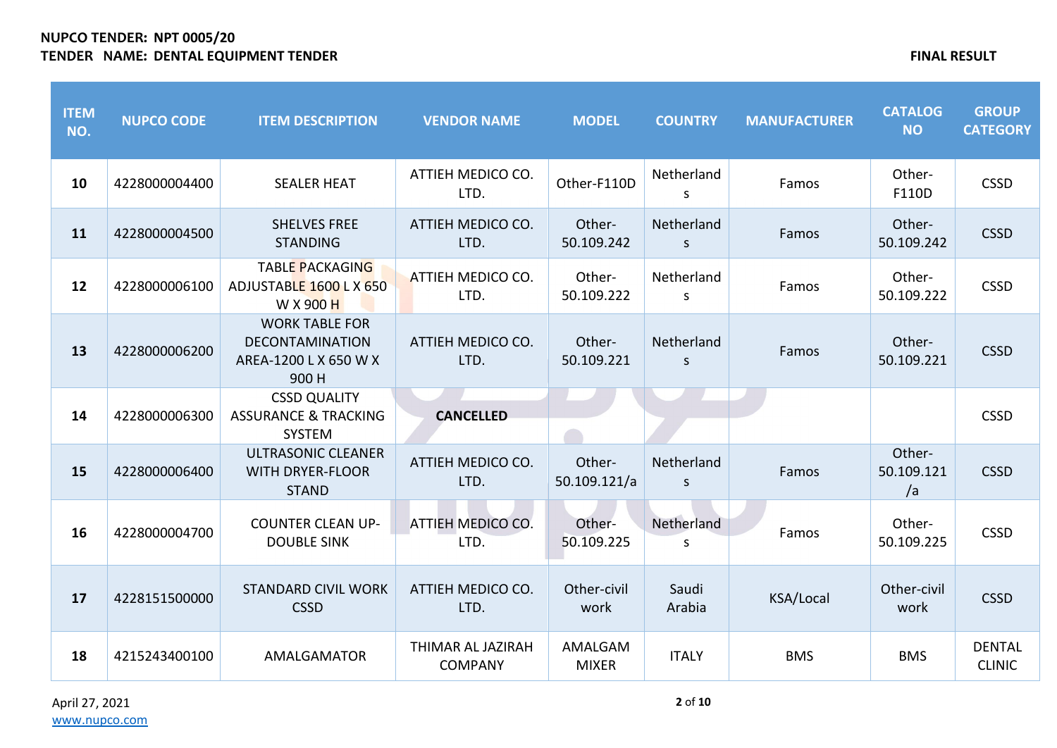**NUPCO TENDER: NPT 0005/20**
**TENDER NAME: DENTAL EQUIPMENT TENDER**

**FINAL RESULT**

| ITEM NO. | NUPCO CODE | ITEM DESCRIPTION | VENDOR NAME | MODEL | COUNTRY | MANUFACTURER | CATALOG NO | GROUP CATEGORY |
|---|---|---|---|---|---|---|---|---|
| 10 | 4228000004400 | SEALER HEAT | ATTIEH MEDICO CO. LTD. | Other-F110D | Netherlands | Famos | Other-F110D | CSSD |
| 11 | 4228000004500 | SHELVES FREE STANDING | ATTIEH MEDICO CO. LTD. | Other-50.109.242 | Netherlands | Famos | Other-50.109.242 | CSSD |
| 12 | 4228000006100 | TABLE PACKAGING ADJUSTABLE 1600 L X 650 W X 900 H | ATTIEH MEDICO CO. LTD. | Other-50.109.222 | Netherlands | Famos | Other-50.109.222 | CSSD |
| 13 | 4228000006200 | WORK TABLE FOR DECONTAMINATION AREA-1200 L X 650 W X 900 H | ATTIEH MEDICO CO. LTD. | Other-50.109.221 | Netherlands | Famos | Other-50.109.221 | CSSD |
| 14 | 4228000006300 | CSSD QUALITY ASSURANCE & TRACKING SYSTEM | **CANCELLED** | | | | | CSSD |
| 15 | 4228000006400 | ULTRASONIC CLEANER WITH DRYER-FLOOR STAND | ATTIEH MEDICO CO. LTD. | Other-50.109.121/a | Netherlands | Famos | Other-50.109.121/a | CSSD |
| 16 | 4228000004700 | COUNTER CLEAN UP-DOUBLE SINK | ATTIEH MEDICO CO. LTD. | Other-50.109.225 | Netherlands | Famos | Other-50.109.225 | CSSD |
| 17 | 4228151500000 | STANDARD CIVIL WORK CSSD | ATTIEH MEDICO CO. LTD. | Other-civil work | Saudi Arabia | KSA/Local | Other-civil work | CSSD |
| 18 | 4215243400100 | AMALGAMATOR | THIMAR AL JAZIRAH COMPANY | AMALGAM MIXER | ITALY | BMS | BMS | DENTAL CLINIC |

April 27, 2021
www.nupco.com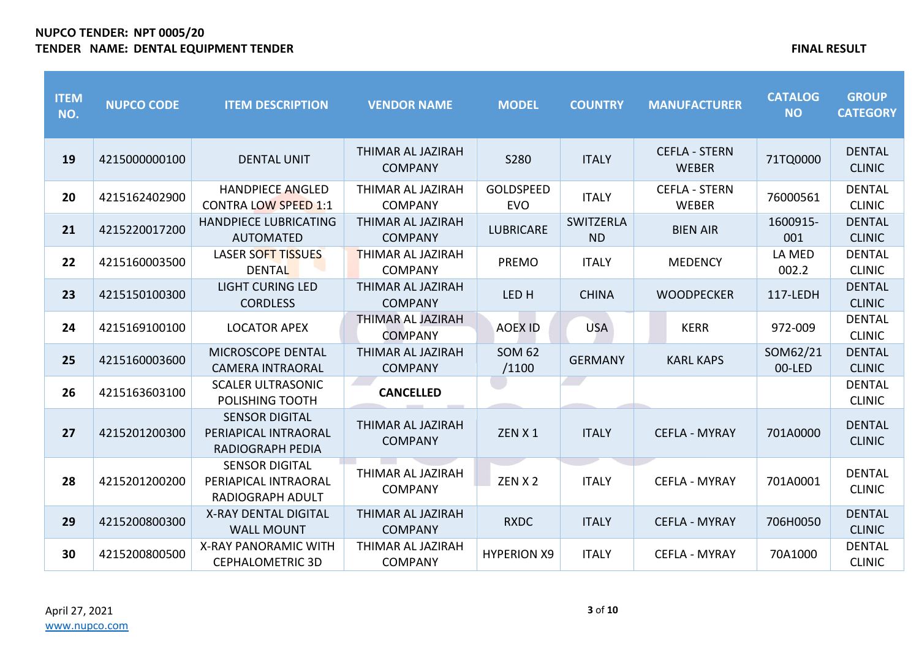**NUPCO TENDER: NPT 0005/20**
**TENDER NAME: DENTAL EQUIPMENT TENDER**

**FINAL RESULT**

| ITEM NO. | NUPCO CODE | ITEM DESCRIPTION | VENDOR NAME | MODEL | COUNTRY | MANUFACTURER | CATALOG NO | GROUP CATEGORY |
|---|---|---|---|---|---|---|---|---|
| 19 | 4215000000100 | DENTAL UNIT | THIMAR AL JAZIRAH COMPANY | S280 | ITALY | CEFLA - STERN WEBER | 71TQ0000 | DENTAL CLINIC |
| 20 | 4215162402900 | HANDPIECE ANGLED CONTRA LOW SPEED 1:1 | THIMAR AL JAZIRAH COMPANY | GOLDSPEED EVO | ITALY | CEFLA - STERN WEBER | 76000561 | DENTAL CLINIC |
| 21 | 4215220017200 | HANDPIECE LUBRICATING AUTOMATED | THIMAR AL JAZIRAH COMPANY | LUBRICARE | SWITZERLAND | BIEN AIR | 1600915-001 | DENTAL CLINIC |
| 22 | 4215160003500 | LASER SOFT TISSUES DENTAL | THIMAR AL JAZIRAH COMPANY | PREMO | ITALY | MEDENCY | LA MED 002.2 | DENTAL CLINIC |
| 23 | 4215150100300 | LIGHT CURING LED CORDLESS | THIMAR AL JAZIRAH COMPANY | LED H | CHINA | WOODPECKER | 117-LEDH | DENTAL CLINIC |
| 24 | 4215169100100 | LOCATOR APEX | THIMAR AL JAZIRAH COMPANY | AOEX ID | USA | KERR | 972-009 | DENTAL CLINIC |
| 25 | 4215160003600 | MICROSCOPE DENTAL CAMERA INTRAORAL | THIMAR AL JAZIRAH COMPANY | SOM 62 /1100 | GERMANY | KARL KAPS | SOM62/2100-LED | DENTAL CLINIC |
| 26 | 4215163603100 | SCALER ULTRASONIC POLISHING TOOTH | **CANCELLED** | | | | | DENTAL CLINIC |
| 27 | 4215201200300 | SENSOR DIGITAL PERIAPICAL INTRAORAL RADIOGRAPH PEDIA | THIMAR AL JAZIRAH COMPANY | ZEN X 1 | ITALY | CEFLA - MYRAY | 701A0000 | DENTAL CLINIC |
| 28 | 4215201200200 | SENSOR DIGITAL PERIAPICAL INTRAORAL RADIOGRAPH ADULT | THIMAR AL JAZIRAH COMPANY | ZEN X 2 | ITALY | CEFLA - MYRAY | 701A0001 | DENTAL CLINIC |
| 29 | 4215200800300 | X-RAY DENTAL DIGITAL WALL MOUNT | THIMAR AL JAZIRAH COMPANY | RXDC | ITALY | CEFLA - MYRAY | 706H0050 | DENTAL CLINIC |
| 30 | 4215200800500 | X-RAY PANORAMIC WITH CEPHALOMETRIC 3D | THIMAR AL JAZIRAH COMPANY | HYPERION X9 | ITALY | CEFLA - MYRAY | 70A1000 | DENTAL CLINIC |

April 27, 2021
www.nupco.com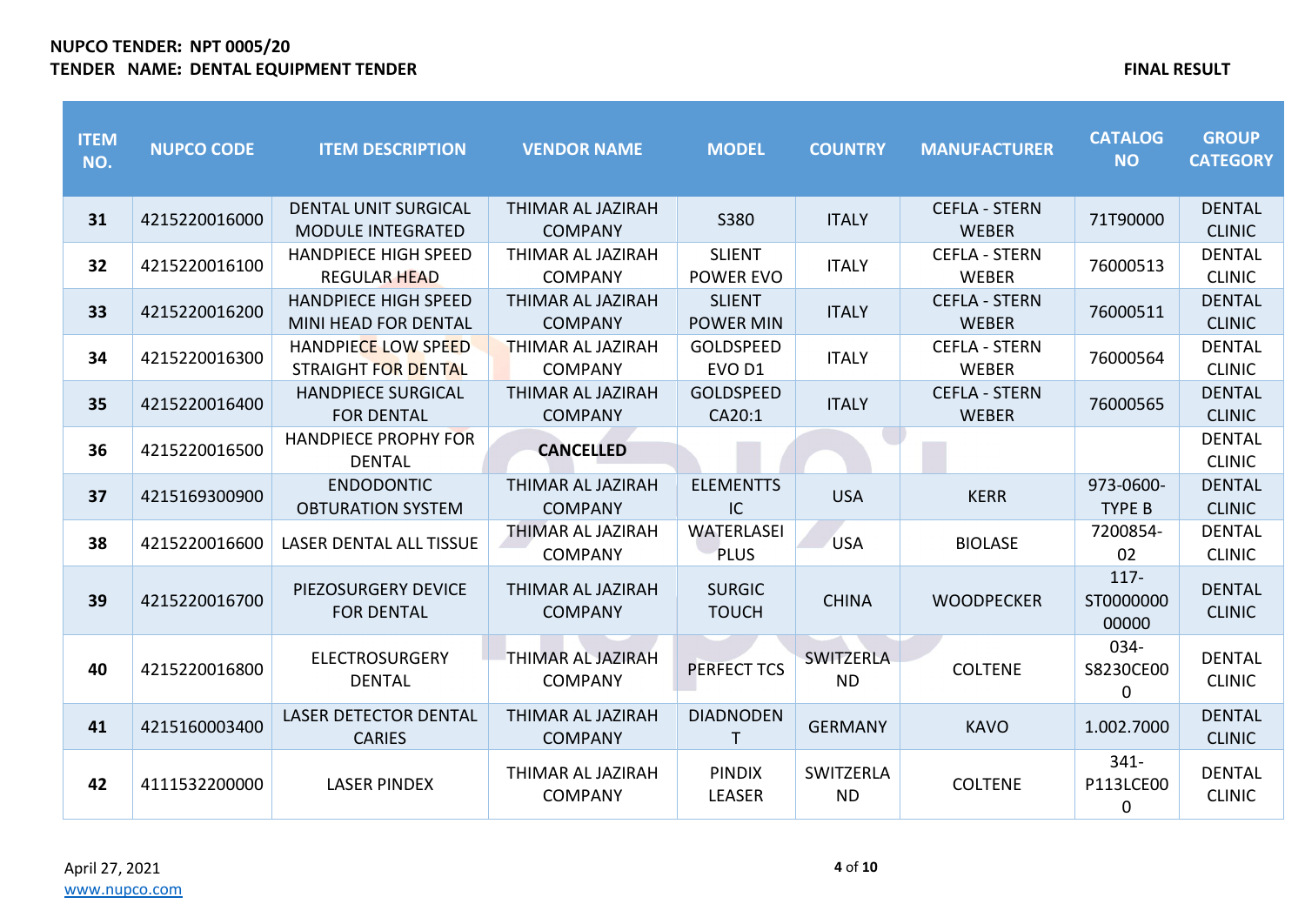**NUPCO TENDER: NPT 0005/20**
**TENDER NAME: DENTAL EQUIPMENT TENDER**

**FINAL RESULT**

| ITEM NO. | NUPCO CODE | ITEM DESCRIPTION | VENDOR NAME | MODEL | COUNTRY | MANUFACTURER | CATALOG NO | GROUP CATEGORY |
|---|---|---|---|---|---|---|---|---|
| **31** | 4215220016000 | DENTAL UNIT SURGICAL MODULE INTEGRATED | THIMAR AL JAZIRAH COMPANY | S380 | ITALY | CEFLA - STERN WEBER | 71T90000 | DENTAL CLINIC |
| **32** | 4215220016100 | HANDPIECE HIGH SPEED REGULAR HEAD | THIMAR AL JAZIRAH COMPANY | SLIENT POWER EVO | ITALY | CEFLA - STERN WEBER | 76000513 | DENTAL CLINIC |
| **33** | 4215220016200 | HANDPIECE HIGH SPEED MINI HEAD FOR DENTAL | THIMAR AL JAZIRAH COMPANY | SLIENT POWER MIN | ITALY | CEFLA - STERN WEBER | 76000511 | DENTAL CLINIC |
| **34** | 4215220016300 | HANDPIECE LOW SPEED STRAIGHT FOR DENTAL | THIMAR AL JAZIRAH COMPANY | GOLDSPEED EVO D1 | ITALY | CEFLA - STERN WEBER | 76000564 | DENTAL CLINIC |
| **35** | 4215220016400 | HANDPIECE SURGICAL FOR DENTAL | THIMAR AL JAZIRAH COMPANY | GOLDSPEED CA20:1 | ITALY | CEFLA - STERN WEBER | 76000565 | DENTAL CLINIC |
| **36** | 4215220016500 | HANDPIECE PROPHY FOR DENTAL | **CANCELLED** | | | | | DENTAL CLINIC |
| **37** | 4215169300900 | ENDODONTIC OBTURATION SYSTEM | THIMAR AL JAZIRAH COMPANY | ELEMENTTS IC | USA | KERR | 973-0600-TYPE B | DENTAL CLINIC |
| **38** | 4215220016600 | LASER DENTAL ALL TISSUE | THIMAR AL JAZIRAH COMPANY | WATERLASEI PLUS | USA | BIOLASE | 7200854-02 | DENTAL CLINIC |
| **39** | 4215220016700 | PIEZOSURGERY DEVICE FOR DENTAL | THIMAR AL JAZIRAH COMPANY | SURGIC TOUCH | CHINA | WOODPECKER | 117-ST0000000 00000 | DENTAL CLINIC |
| **40** | 4215220016800 | ELECTROSURGERY DENTAL | THIMAR AL JAZIRAH COMPANY | PERFECT TCS | SWITZERLAND | COLTENE | 034-S8230CE00 0 | DENTAL CLINIC |
| **41** | 4215160003400 | LASER DETECTOR DENTAL CARIES | THIMAR AL JAZIRAH COMPANY | DIADNODENT | GERMANY | KAVO | 1.002.7000 | DENTAL CLINIC |
| **42** | 4111532200000 | LASER PINDEX | THIMAR AL JAZIRAH COMPANY | PINDIX LEASER | SWITZERLAND | COLTENE | 341-P113LCE00 0 | DENTAL CLINIC |

April 27, 2021
www.nupco.com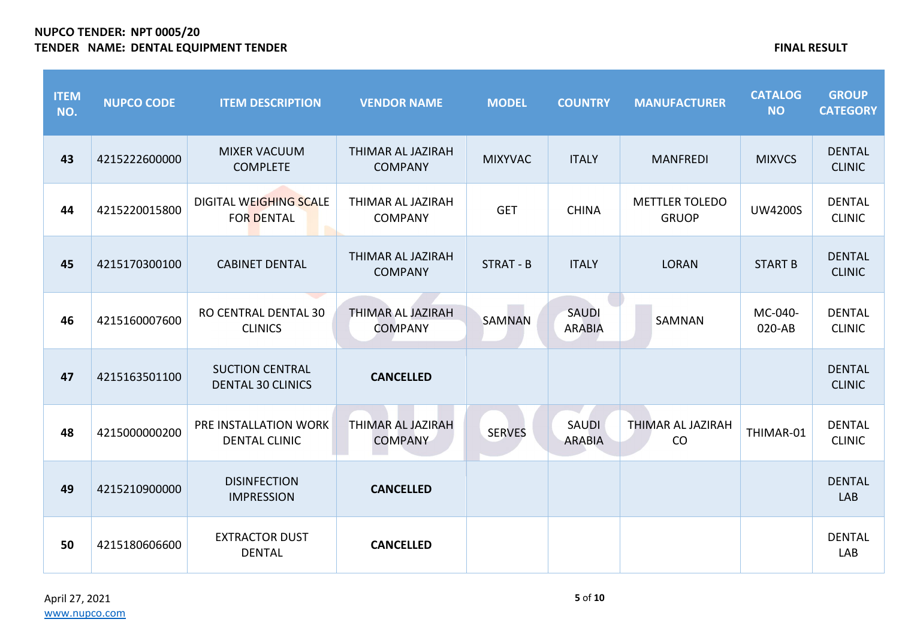**NUPCO TENDER: NPT 0005/20**
**TENDER NAME: DENTAL EQUIPMENT TENDER**

**FINAL RESULT**

| ITEM NO. | NUPCO CODE | ITEM DESCRIPTION | VENDOR NAME | MODEL | COUNTRY | MANUFACTURER | CATALOG NO | GROUP CATEGORY |
|---|---|---|---|---|---|---|---|---|
| **43** | 4215222600000 | MIXER VACUUM COMPLETE | THIMAR AL JAZIRAH COMPANY | MIXYVAC | ITALY | MANFREDI | MIXVCS | DENTAL CLINIC |
| **44** | 4215220015800 | DIGITAL WEIGHING SCALE FOR DENTAL | THIMAR AL JAZIRAH COMPANY | GET | CHINA | METTLER TOLEDO GRUOP | UW4200S | DENTAL CLINIC |
| **45** | 4215170300100 | CABINET DENTAL | THIMAR AL JAZIRAH COMPANY | STRAT - B | ITALY | LORAN | START B | DENTAL CLINIC |
| **46** | 4215160007600 | RO CENTRAL DENTAL 30 CLINICS | THIMAR AL JAZIRAH COMPANY | SAMNAN | SAUDI ARABIA | SAMNAN | MC-040-020-AB | DENTAL CLINIC |
| **47** | 4215163501100 | SUCTION CENTRAL DENTAL 30 CLINICS | **CANCELLED** | | | | | DENTAL CLINIC |
| **48** | 4215000000200 | PRE INSTALLATION WORK DENTAL CLINIC | THIMAR AL JAZIRAH COMPANY | SERVES | SAUDI ARABIA | THIMAR AL JAZIRAH CO | THIMAR-01 | DENTAL CLINIC |
| **49** | 4215210900000 | DISINFECTION IMPRESSION | **CANCELLED** | | | | | DENTAL LAB |
| **50** | 4215180606600 | EXTRACTOR DUST DENTAL | **CANCELLED** | | | | | DENTAL LAB |

April 27, 2021
www.nupco.com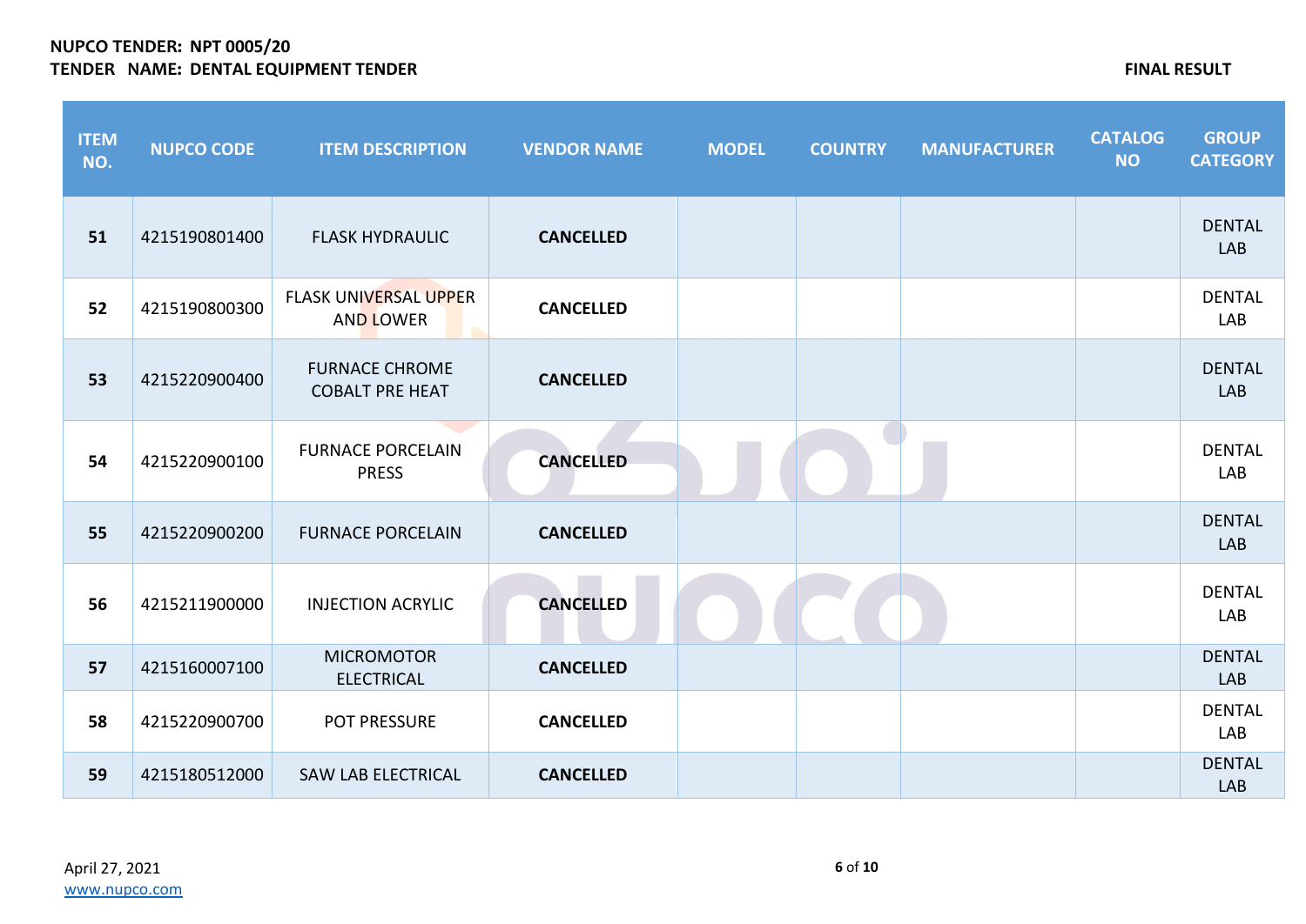**NUPCO TENDER: NPT 0005/20**
**TENDER NAME: DENTAL EQUIPMENT TENDER**

**FINAL RESULT**

| ITEM NO. | NUPCO CODE | ITEM DESCRIPTION | VENDOR NAME | MODEL | COUNTRY | MANUFACTURER | CATALOG NO | GROUP CATEGORY |
|---|---|---|---|---|---|---|---|---|
| **51** | 4215190801400 | FLASK HYDRAULIC | **CANCELLED** | | | | | DENTAL LAB |
| **52** | 4215190800300 | FLASK UNIVERSAL UPPER AND LOWER | **CANCELLED** | | | | | DENTAL LAB |
| **53** | 4215220900400 | FURNACE CHROME COBALT PRE HEAT | **CANCELLED** | | | | | DENTAL LAB |
| **54** | 4215220900100 | FURNACE PORCELAIN PRESS | **CANCELLED** | | | | | DENTAL LAB |
| **55** | 4215220900200 | FURNACE PORCELAIN | **CANCELLED** | | | | | DENTAL LAB |
| **56** | 4215211900000 | INJECTION ACRYLIC | **CANCELLED** | | | | | DENTAL LAB |
| **57** | 4215160007100 | MICROMOTOR ELECTRICAL | **CANCELLED** | | | | | DENTAL LAB |
| **58** | 4215220900700 | POT PRESSURE | **CANCELLED** | | | | | DENTAL LAB |
| **59** | 4215180512000 | SAW LAB ELECTRICAL | **CANCELLED** | | | | | DENTAL LAB |

April 27, 2021
www.nupco.com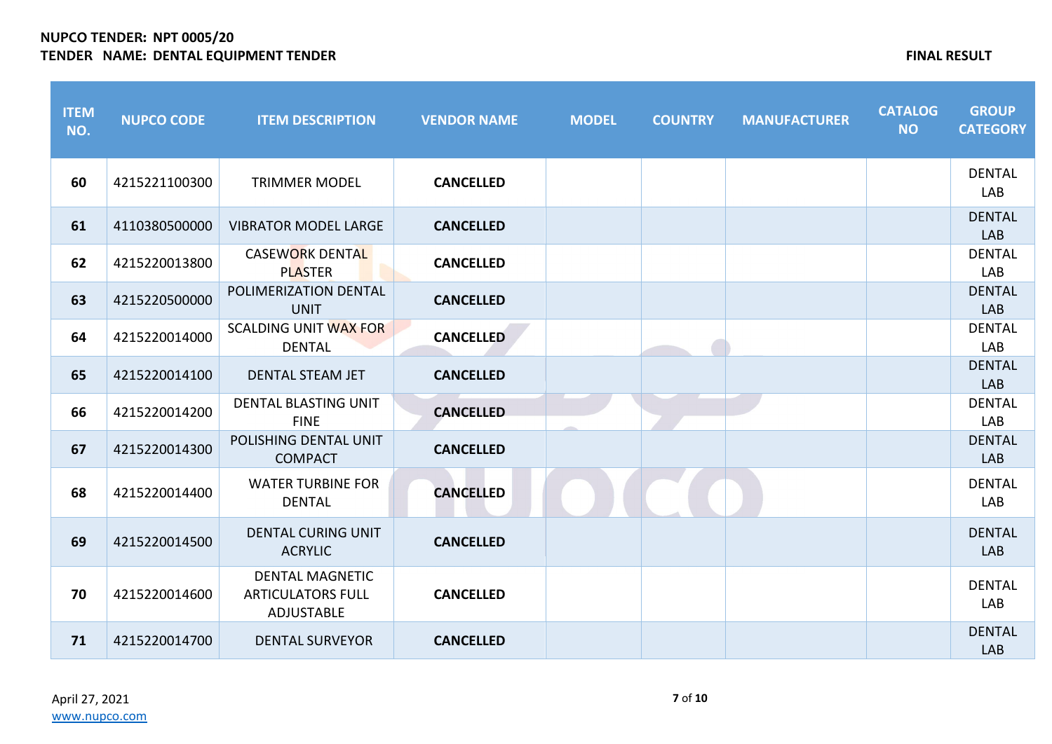**NUPCO TENDER: NPT 0005/20**
**TENDER NAME: DENTAL EQUIPMENT TENDER**

**FINAL RESULT**

| ITEM NO. | NUPCO CODE | ITEM DESCRIPTION | VENDOR NAME | MODEL | COUNTRY | MANUFACTURER | CATALOG NO | GROUP CATEGORY |
|---|---|---|---|---|---|---|---|---|
| **60** | 4215221100300 | TRIMMER MODEL | **CANCELLED** | | | | | DENTAL LAB |
| **61** | 4110380500000 | VIBRATOR MODEL LARGE | **CANCELLED** | | | | | DENTAL LAB |
| **62** | 4215220013800 | CASEWORK DENTAL PLASTER | **CANCELLED** | | | | | DENTAL LAB |
| **63** | 4215220500000 | POLIMERIZATION DENTAL UNIT | **CANCELLED** | | | | | DENTAL LAB |
| **64** | 4215220014000 | SCALDING UNIT WAX FOR DENTAL | **CANCELLED** | | | | | DENTAL LAB |
| **65** | 4215220014100 | DENTAL STEAM JET | **CANCELLED** | | | | | DENTAL LAB |
| **66** | 4215220014200 | DENTAL BLASTING UNIT FINE | **CANCELLED** | | | | | DENTAL LAB |
| **67** | 4215220014300 | POLISHING DENTAL UNIT COMPACT | **CANCELLED** | | | | | DENTAL LAB |
| **68** | 4215220014400 | WATER TURBINE FOR DENTAL | **CANCELLED** | | | | | DENTAL LAB |
| **69** | 4215220014500 | DENTAL CURING UNIT ACRYLIC | **CANCELLED** | | | | | DENTAL LAB |
| **70** | 4215220014600 | DENTAL MAGNETIC ARTICULATORS FULL ADJUSTABLE | **CANCELLED** | | | | | DENTAL LAB |
| **71** | 4215220014700 | DENTAL SURVEYOR | **CANCELLED** | | | | | DENTAL LAB |

April 27, 2021
www.nupco.com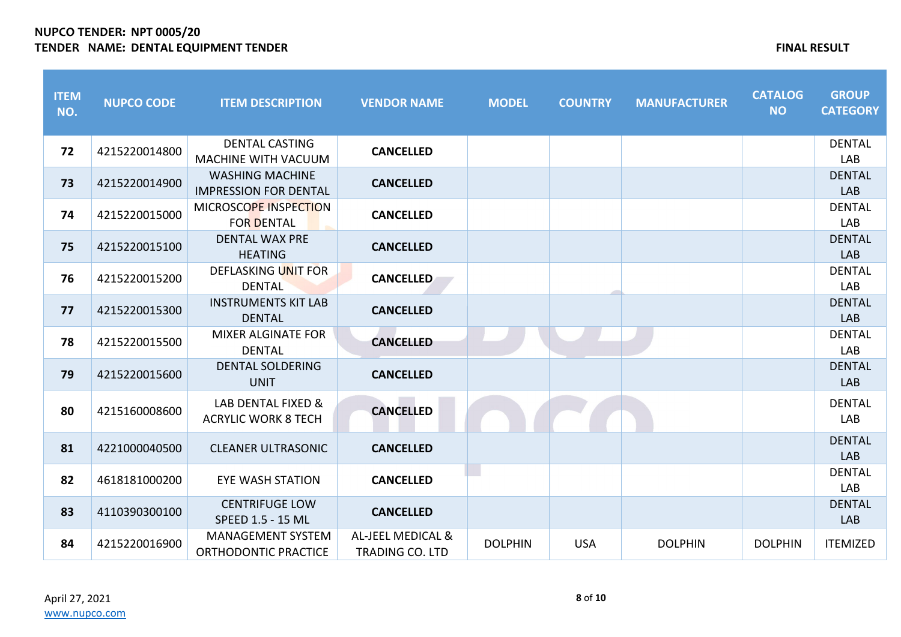**NUPCO TENDER: NPT 0005/20**

**TENDER NAME: DENTAL EQUIPMENT TENDER**

**FINAL RESULT**

| ITEM NO. | NUPCO CODE | ITEM DESCRIPTION | VENDOR NAME | MODEL | COUNTRY | MANUFACTURER | CATALOG NO | GROUP CATEGORY |
|---|---|---|---|---|---|---|---|---|
| **72** | 4215220014800 | DENTAL CASTING MACHINE WITH VACUUM | **CANCELLED** | | | | | DENTAL LAB |
| **73** | 4215220014900 | WASHING MACHINE IMPRESSION FOR DENTAL | **CANCELLED** | | | | | DENTAL LAB |
| **74** | 4215220015000 | MICROSCOPE INSPECTION FOR DENTAL | **CANCELLED** | | | | | DENTAL LAB |
| **75** | 4215220015100 | DENTAL WAX PRE HEATING | **CANCELLED** | | | | | DENTAL LAB |
| **76** | 4215220015200 | DEFLASKING UNIT FOR DENTAL | **CANCELLED** | | | | | DENTAL LAB |
| **77** | 4215220015300 | INSTRUMENTS KIT LAB DENTAL | **CANCELLED** | | | | | DENTAL LAB |
| **78** | 4215220015500 | MIXER ALGINATE FOR DENTAL | **CANCELLED** | | | | | DENTAL LAB |
| **79** | 4215220015600 | DENTAL SOLDERING UNIT | **CANCELLED** | | | | | DENTAL LAB |
| **80** | 4215160008600 | LAB DENTAL FIXED & ACRYLIC WORK 8 TECH | **CANCELLED** | | | | | DENTAL LAB |
| **81** | 4221000040500 | CLEANER ULTRASONIC | **CANCELLED** | | | | | DENTAL LAB |
| **82** | 4618181000200 | EYE WASH STATION | **CANCELLED** | | | | | DENTAL LAB |
| **83** | 4110390300100 | CENTRIFUGE LOW SPEED 1.5 - 15 ML | **CANCELLED** | | | | | DENTAL LAB |
| **84** | 4215220016900 | MANAGEMENT SYSTEM ORTHODONTIC PRACTICE | AL-JEEL MEDICAL & TRADING CO. LTD | DOLPHIN | USA | DOLPHIN | DOLPHIN | ITEMIZED |

April 27, 2021
www.nupco.com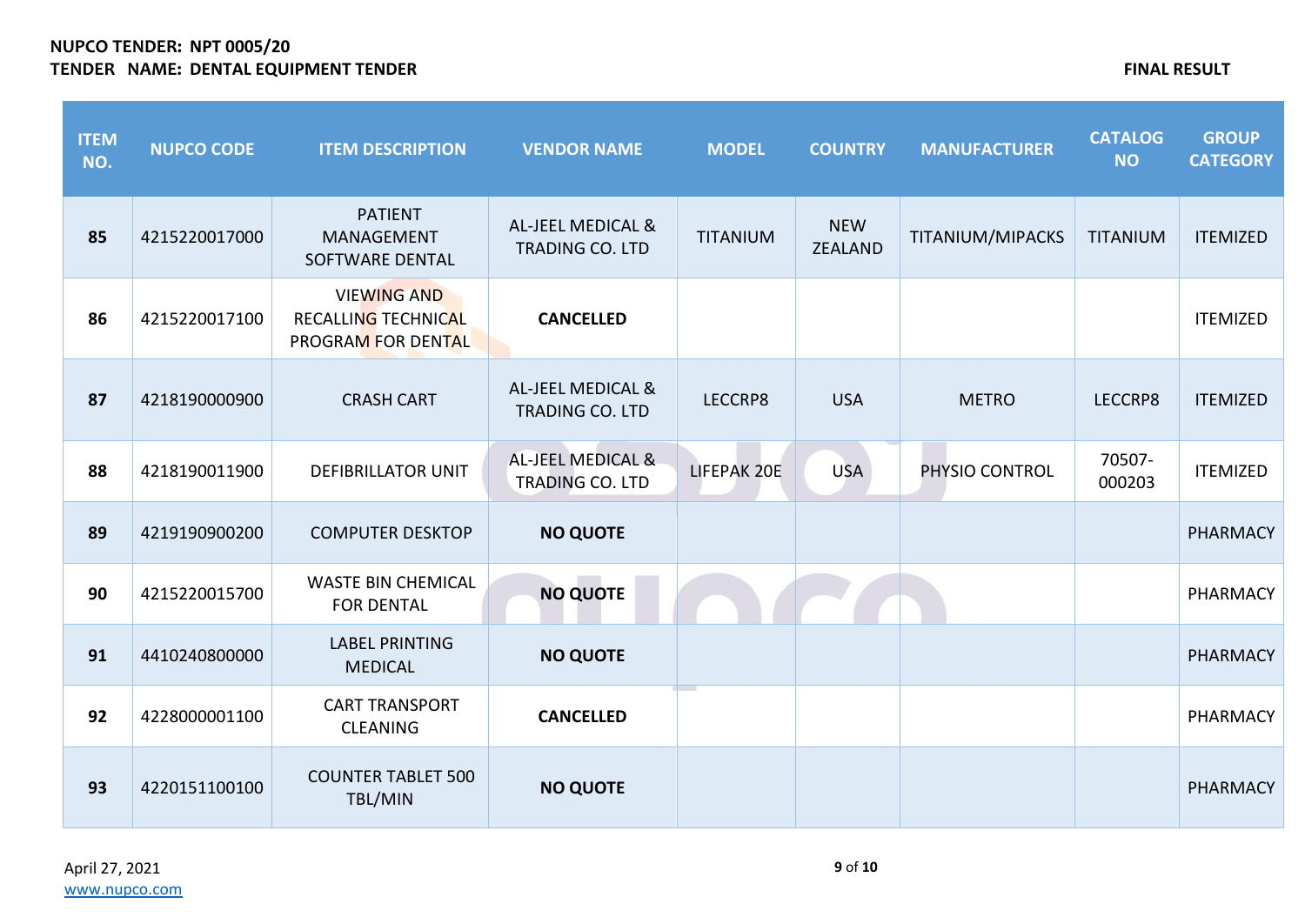**NUPCO TENDER: NPT 0005/20**
**TENDER NAME: DENTAL EQUIPMENT TENDER**

**FINAL RESULT**

| ITEM NO. | NUPCO CODE | ITEM DESCRIPTION | VENDOR NAME | MODEL | COUNTRY | MANUFACTURER | CATALOG NO | GROUP CATEGORY |
|---|---|---|---|---|---|---|---|---|
| **85** | 4215220017000 | PATIENT MANAGEMENT SOFTWARE DENTAL | AL-JEEL MEDICAL & TRADING CO. LTD | TITANIUM | NEW ZEALAND | TITANIUM/MIPACKS | TITANIUM | ITEMIZED |
| **86** | 4215220017100 | VIEWING AND RECALLING TECHNICAL PROGRAM FOR DENTAL | **CANCELLED** | | | | | ITEMIZED |
| **87** | 4218190000900 | CRASH CART | AL-JEEL MEDICAL & TRADING CO. LTD | LECCRP8 | USA | METRO | LECCRP8 | ITEMIZED |
| **88** | 4218190011900 | DEFIBRILLATOR UNIT | AL-JEEL MEDICAL & TRADING CO. LTD | LIFEPAK 20E | USA | PHYSIO CONTROL | 70507-000203 | ITEMIZED |
| **89** | 4219190900200 | COMPUTER DESKTOP | **NO QUOTE** | | | | | PHARMACY |
| **90** | 4215220015700 | WASTE BIN CHEMICAL FOR DENTAL | **NO QUOTE** | | | | | PHARMACY |
| **91** | 4410240800000 | LABEL PRINTING MEDICAL | **NO QUOTE** | | | | | PHARMACY |
| **92** | 4228000001100 | CART TRANSPORT CLEANING | **CANCELLED** | | | | | PHARMACY |
| **93** | 4220151100100 | COUNTER TABLET 500 TBL/MIN | **NO QUOTE** | | | | | PHARMACY |

April 27, 2021
www.nupco.com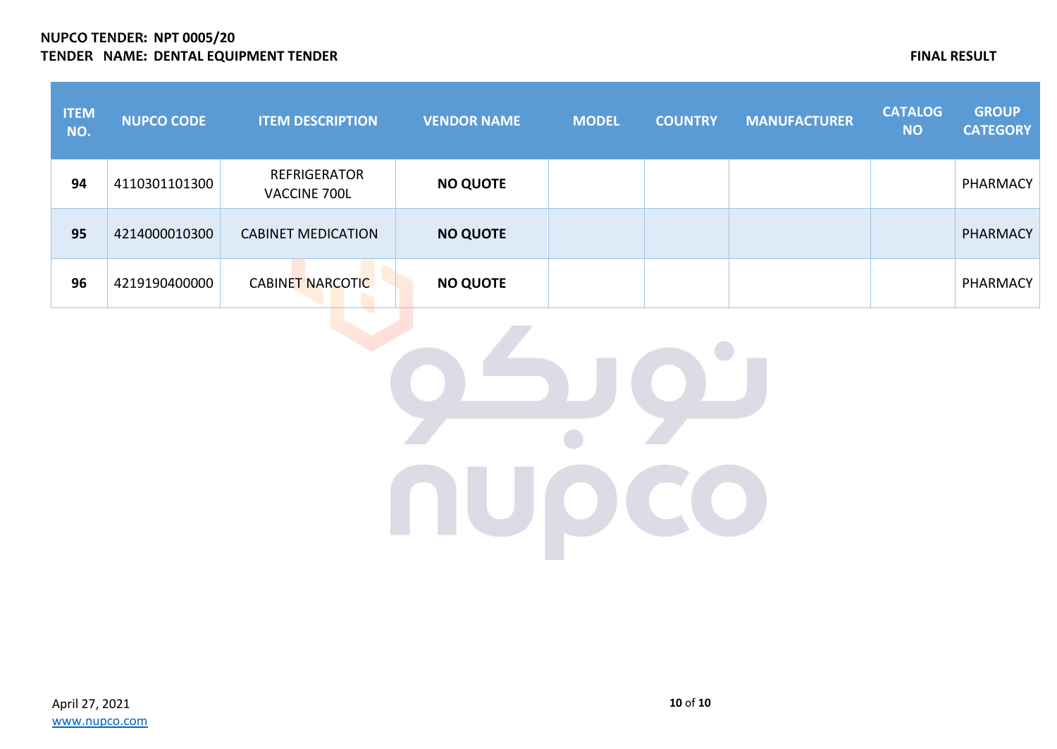NUPCO TENDER: NPT 0005/20
TENDER NAME: DENTAL EQUIPMENT TENDER

FINAL RESULT

| ITEM NO. | NUPCO CODE | ITEM DESCRIPTION | VENDOR NAME | MODEL | COUNTRY | MANUFACTURER | CATALOG NO | GROUP CATEGORY |
|---|---|---|---|---|---|---|---|---|
| **94** | 4110301101300 | REFRIGERATOR VACCINE 700L | **NO QUOTE** | | | | | PHARMACY |
| **95** | 4214000010300 | CABINET MEDICATION | **NO QUOTE** | | | | | PHARMACY |
| **96** | 4219190400000 | CABINET NARCOTIC | **NO QUOTE** | | | | | PHARMACY |

April 27, 2021
www.nupco.com